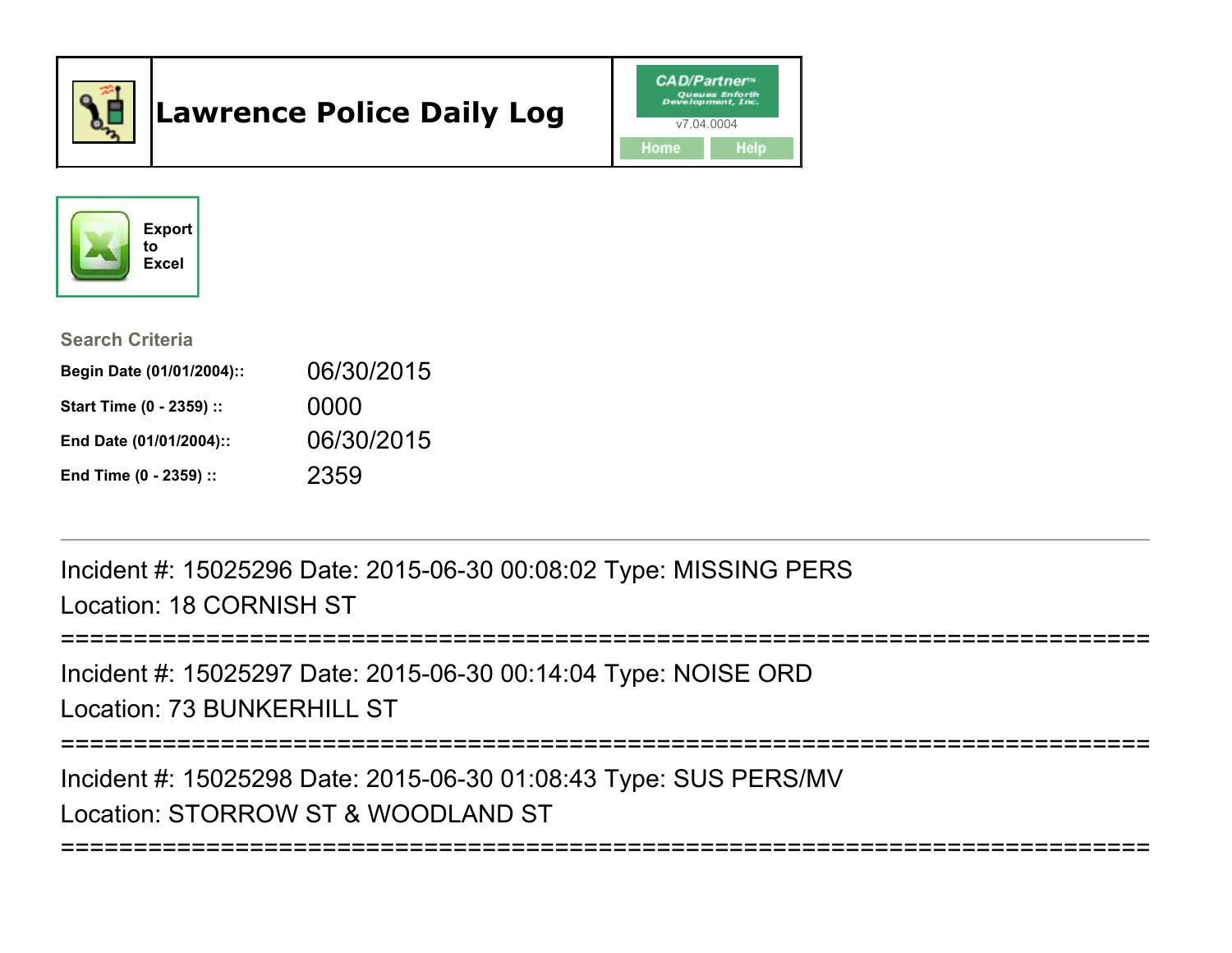# Lawrence Police Daily Log

CAD/Partner™ Queues Enforth Development, Inc.
v7.04.0004

Home | Help

Export to Excel

**Search Criteria**

| | |
|---|---|
| **Begin Date (01/01/2004)::** | 06/30/2015 |
| **Start Time (0 - 2359) ::** | 0000 |
| **End Date (01/01/2004)::** | 06/30/2015 |
| **End Time (0 - 2359) ::** | 2359 |

---

Incident #: 15025296 Date: 2015-06-30 00:08:02 Type: MISSING PERS

Location: 18 CORNISH ST

===========================================================================

Incident #: 15025297 Date: 2015-06-30 00:14:04 Type: NOISE ORD

Location: 73 BUNKERHILL ST

===========================================================================

Incident #: 15025298 Date: 2015-06-30 01:08:43 Type: SUS PERS/MV

Location: STORROW ST & WOODLAND ST

===========================================================================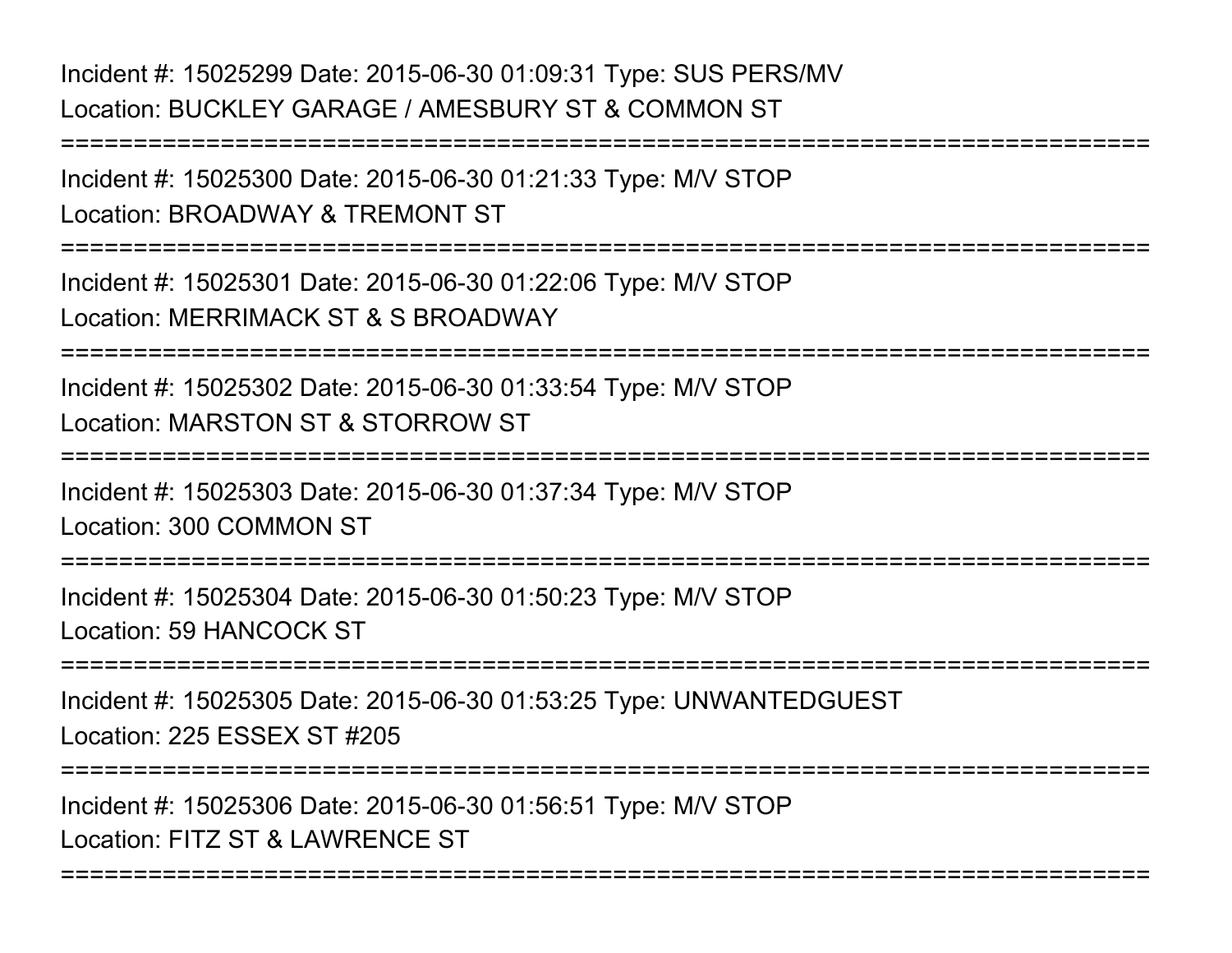Incident #: 15025299 Date: 2015-06-30 01:09:31 Type: SUS PERS/MV
Location: BUCKLEY GARAGE / AMESBURY ST & COMMON ST

===========================================================================

Incident #: 15025300 Date: 2015-06-30 01:21:33 Type: M/V STOP
Location: BROADWAY & TREMONT ST

===========================================================================

Incident #: 15025301 Date: 2015-06-30 01:22:06 Type: M/V STOP
Location: MERRIMACK ST & S BROADWAY

===========================================================================

Incident #: 15025302 Date: 2015-06-30 01:33:54 Type: M/V STOP
Location: MARSTON ST & STORROW ST

===========================================================================

Incident #: 15025303 Date: 2015-06-30 01:37:34 Type: M/V STOP
Location: 300 COMMON ST

===========================================================================

Incident #: 15025304 Date: 2015-06-30 01:50:23 Type: M/V STOP
Location: 59 HANCOCK ST

===========================================================================

Incident #: 15025305 Date: 2015-06-30 01:53:25 Type: UNWANTEDGUEST
Location: 225 ESSEX ST #205

===========================================================================

Incident #: 15025306 Date: 2015-06-30 01:56:51 Type: M/V STOP
Location: FITZ ST & LAWRENCE ST

===========================================================================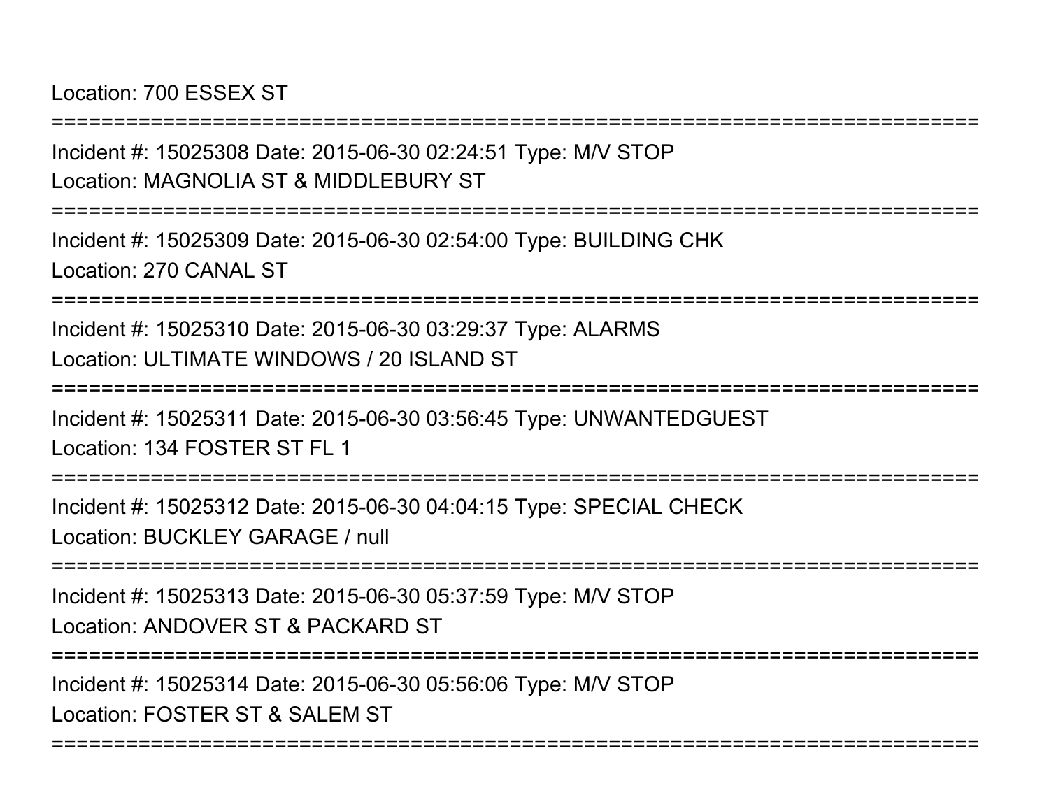Location: 700 ESSEX ST

===========================================================================

Incident #: 15025308 Date: 2015-06-30 02:24:51 Type: M/V STOP

Location: MAGNOLIA ST & MIDDLEBURY ST

===========================================================================

Incident #: 15025309 Date: 2015-06-30 02:54:00 Type: BUILDING CHK

Location: 270 CANAL ST

===========================================================================

Incident #: 15025310 Date: 2015-06-30 03:29:37 Type: ALARMS

Location: ULTIMATE WINDOWS / 20 ISLAND ST

===========================================================================

Incident #: 15025311 Date: 2015-06-30 03:56:45 Type: UNWANTEDGUEST

Location: 134 FOSTER ST FL 1

===========================================================================

Incident #: 15025312 Date: 2015-06-30 04:04:15 Type: SPECIAL CHECK

Location: BUCKLEY GARAGE / null

===========================================================================

Incident #: 15025313 Date: 2015-06-30 05:37:59 Type: M/V STOP

Location: ANDOVER ST & PACKARD ST

===========================================================================

Incident #: 15025314 Date: 2015-06-30 05:56:06 Type: M/V STOP

Location: FOSTER ST & SALEM ST

===========================================================================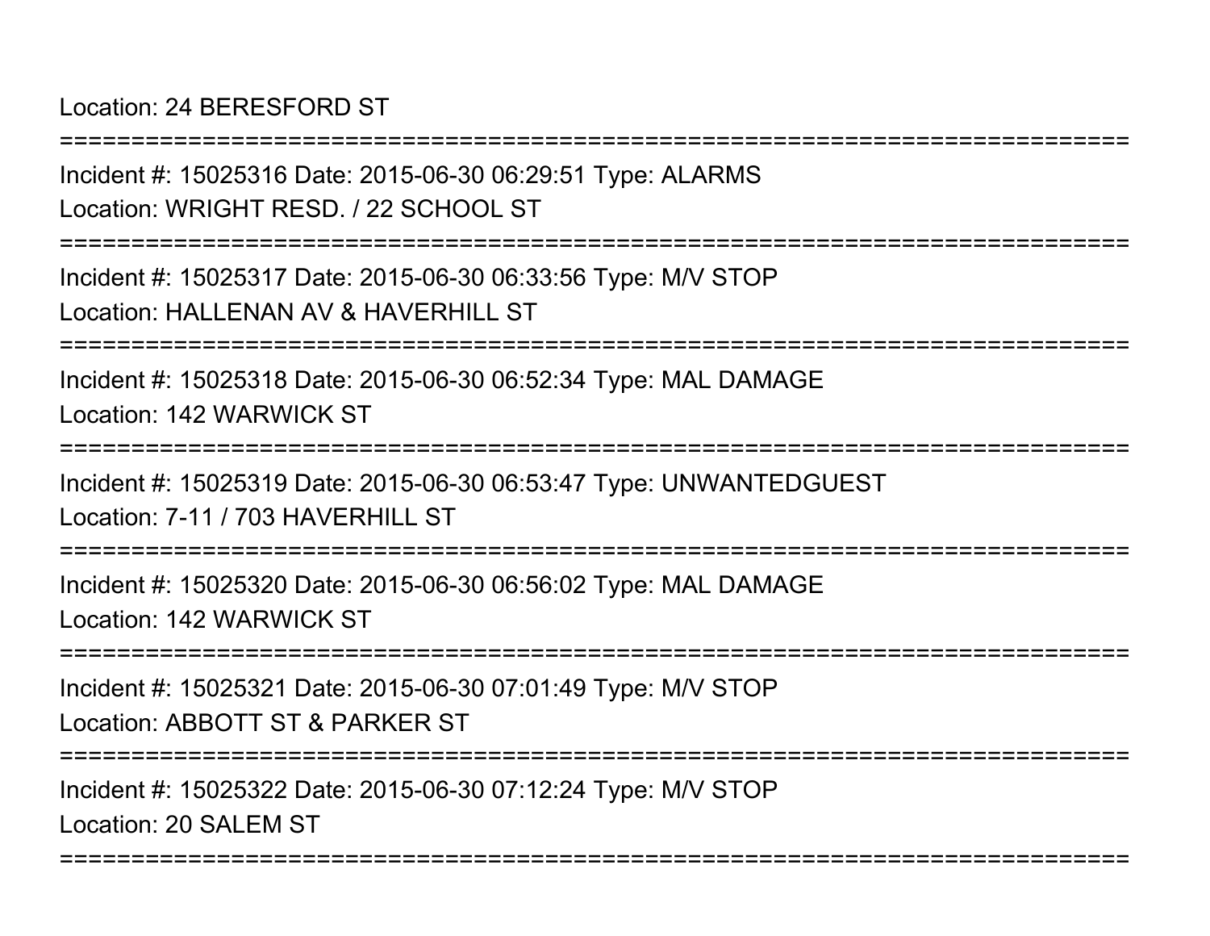Location: 24 BERESFORD ST

===========================================================================

Incident #: 15025316 Date: 2015-06-30 06:29:51 Type: ALARMS

Location: WRIGHT RESD. / 22 SCHOOL ST

===========================================================================

Incident #: 15025317 Date: 2015-06-30 06:33:56 Type: M/V STOP

Location: HALLENAN AV & HAVERHILL ST

===========================================================================

Incident #: 15025318 Date: 2015-06-30 06:52:34 Type: MAL DAMAGE

Location: 142 WARWICK ST

===========================================================================

Incident #: 15025319 Date: 2015-06-30 06:53:47 Type: UNWANTEDGUEST

Location: 7-11 / 703 HAVERHILL ST

===========================================================================

Incident #: 15025320 Date: 2015-06-30 06:56:02 Type: MAL DAMAGE

Location: 142 WARWICK ST

===========================================================================

Incident #: 15025321 Date: 2015-06-30 07:01:49 Type: M/V STOP

Location: ABBOTT ST & PARKER ST

===========================================================================

Incident #: 15025322 Date: 2015-06-30 07:12:24 Type: M/V STOP

Location: 20 SALEM ST

===========================================================================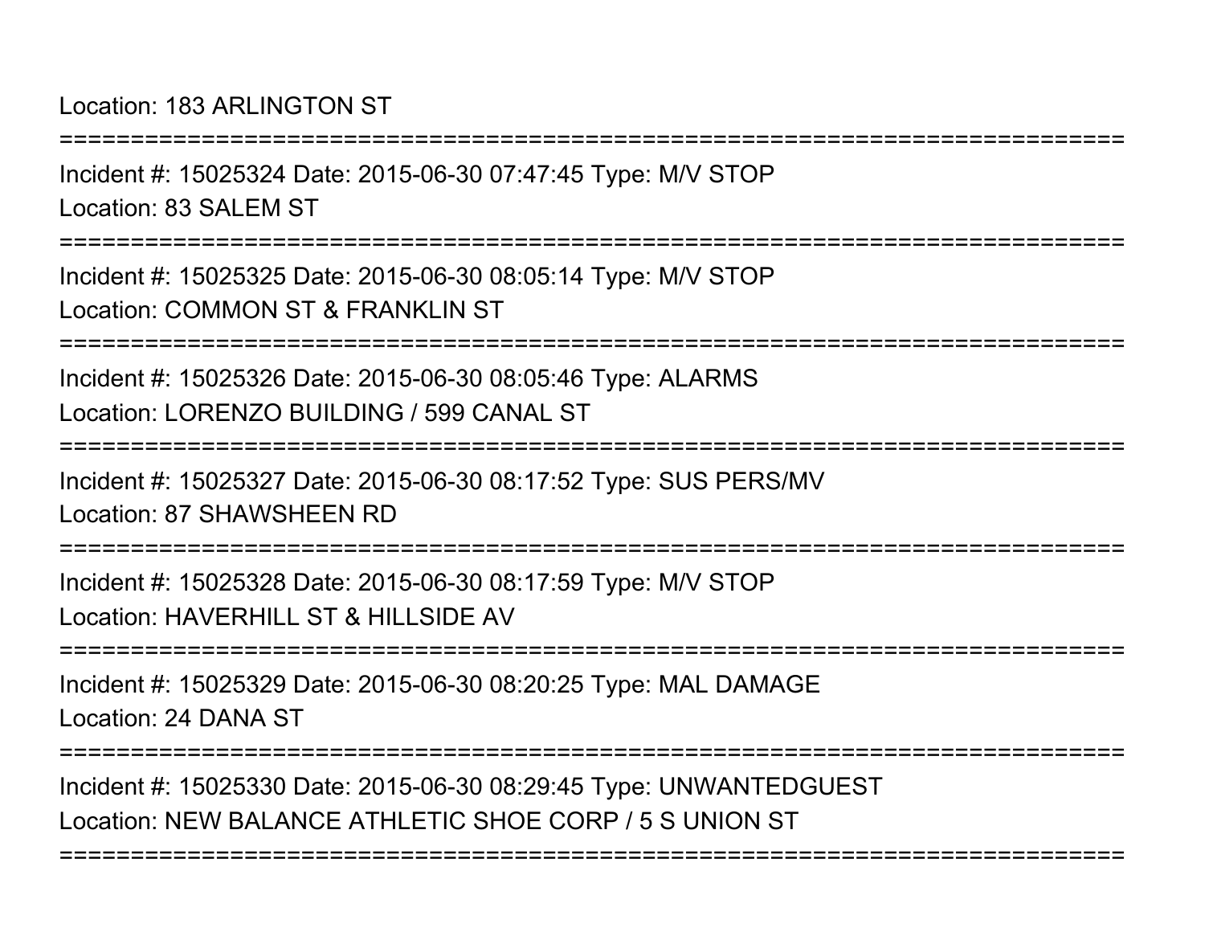Location: 183 ARLINGTON ST

===========================================================================

Incident #: 15025324 Date: 2015-06-30 07:47:45 Type: M/V STOP

Location: 83 SALEM ST

===========================================================================

Incident #: 15025325 Date: 2015-06-30 08:05:14 Type: M/V STOP

Location: COMMON ST & FRANKLIN ST

===========================================================================

Incident #: 15025326 Date: 2015-06-30 08:05:46 Type: ALARMS

Location: LORENZO BUILDING / 599 CANAL ST

===========================================================================

Incident #: 15025327 Date: 2015-06-30 08:17:52 Type: SUS PERS/MV

Location: 87 SHAWSHEEN RD

===========================================================================

Incident #: 15025328 Date: 2015-06-30 08:17:59 Type: M/V STOP

Location: HAVERHILL ST & HILLSIDE AV

===========================================================================

Incident #: 15025329 Date: 2015-06-30 08:20:25 Type: MAL DAMAGE

Location: 24 DANA ST

===========================================================================

Incident #: 15025330 Date: 2015-06-30 08:29:45 Type: UNWANTEDGUEST

Location: NEW BALANCE ATHLETIC SHOE CORP / 5 S UNION ST

===========================================================================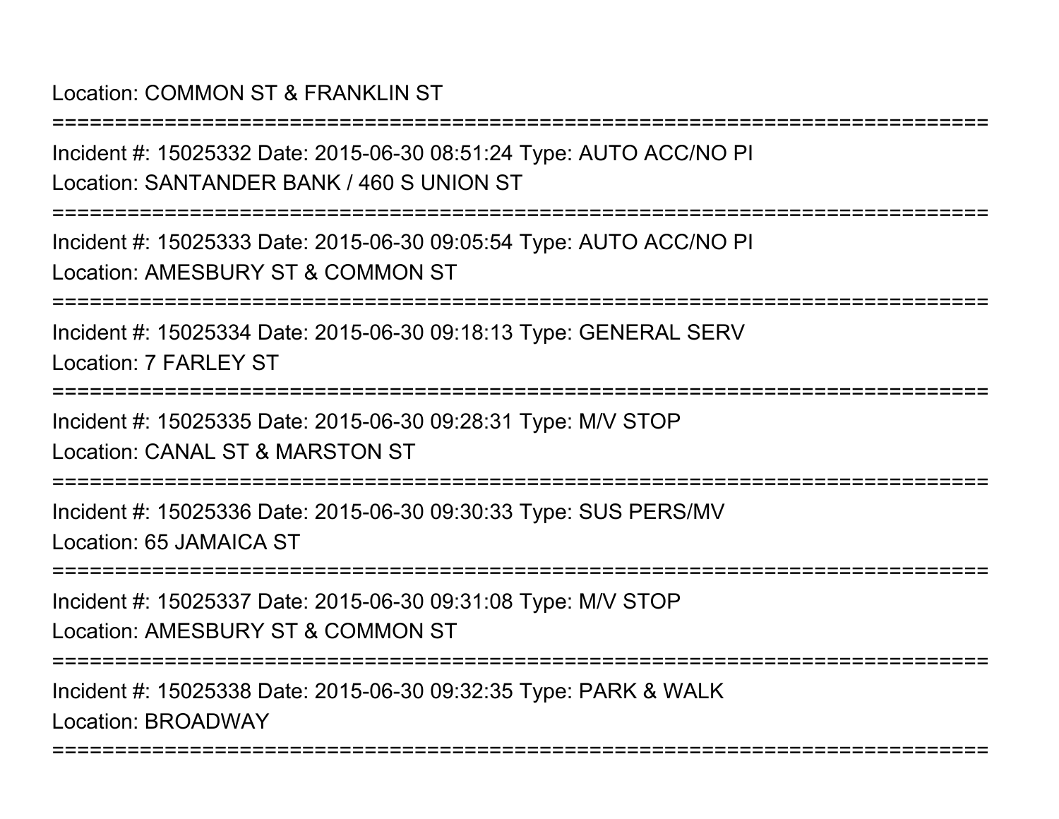Location: COMMON ST & FRANKLIN ST

===========================================================================

Incident #: 15025332 Date: 2015-06-30 08:51:24 Type: AUTO ACC/NO PI

Location: SANTANDER BANK / 460 S UNION ST

===========================================================================

Incident #: 15025333 Date: 2015-06-30 09:05:54 Type: AUTO ACC/NO PI

Location: AMESBURY ST & COMMON ST

===========================================================================

Incident #: 15025334 Date: 2015-06-30 09:18:13 Type: GENERAL SERV

Location: 7 FARLEY ST

===========================================================================

Incident #: 15025335 Date: 2015-06-30 09:28:31 Type: M/V STOP

Location: CANAL ST & MARSTON ST

===========================================================================

Incident #: 15025336 Date: 2015-06-30 09:30:33 Type: SUS PERS/MV

Location: 65 JAMAICA ST

===========================================================================

Incident #: 15025337 Date: 2015-06-30 09:31:08 Type: M/V STOP

Location: AMESBURY ST & COMMON ST

===========================================================================

Incident #: 15025338 Date: 2015-06-30 09:32:35 Type: PARK & WALK

Location: BROADWAY

===========================================================================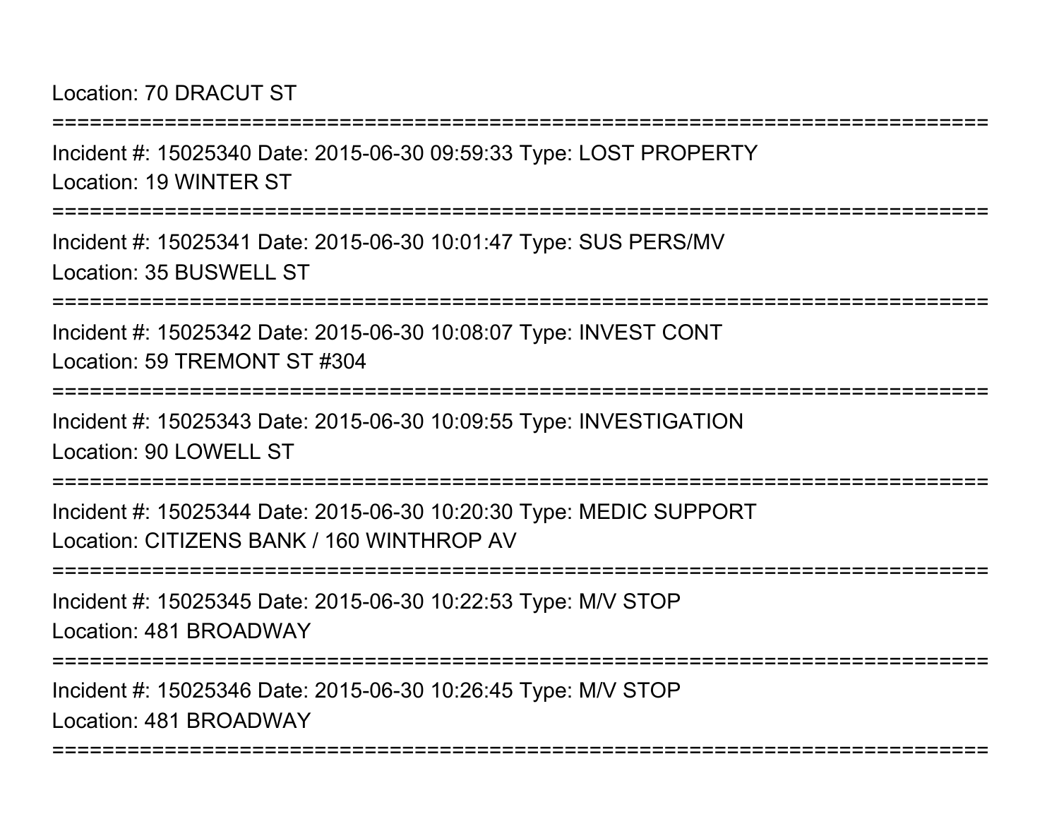Location: 70 DRACUT ST

===========================================================================

Incident #: 15025340 Date: 2015-06-30 09:59:33 Type: LOST PROPERTY
Location: 19 WINTER ST

===========================================================================

Incident #: 15025341 Date: 2015-06-30 10:01:47 Type: SUS PERS/MV
Location: 35 BUSWELL ST

===========================================================================

Incident #: 15025342 Date: 2015-06-30 10:08:07 Type: INVEST CONT
Location: 59 TREMONT ST #304

===========================================================================

Incident #: 15025343 Date: 2015-06-30 10:09:55 Type: INVESTIGATION
Location: 90 LOWELL ST

===========================================================================

Incident #: 15025344 Date: 2015-06-30 10:20:30 Type: MEDIC SUPPORT
Location: CITIZENS BANK / 160 WINTHROP AV

===========================================================================

Incident #: 15025345 Date: 2015-06-30 10:22:53 Type: M/V STOP
Location: 481 BROADWAY

===========================================================================

Incident #: 15025346 Date: 2015-06-30 10:26:45 Type: M/V STOP
Location: 481 BROADWAY

===========================================================================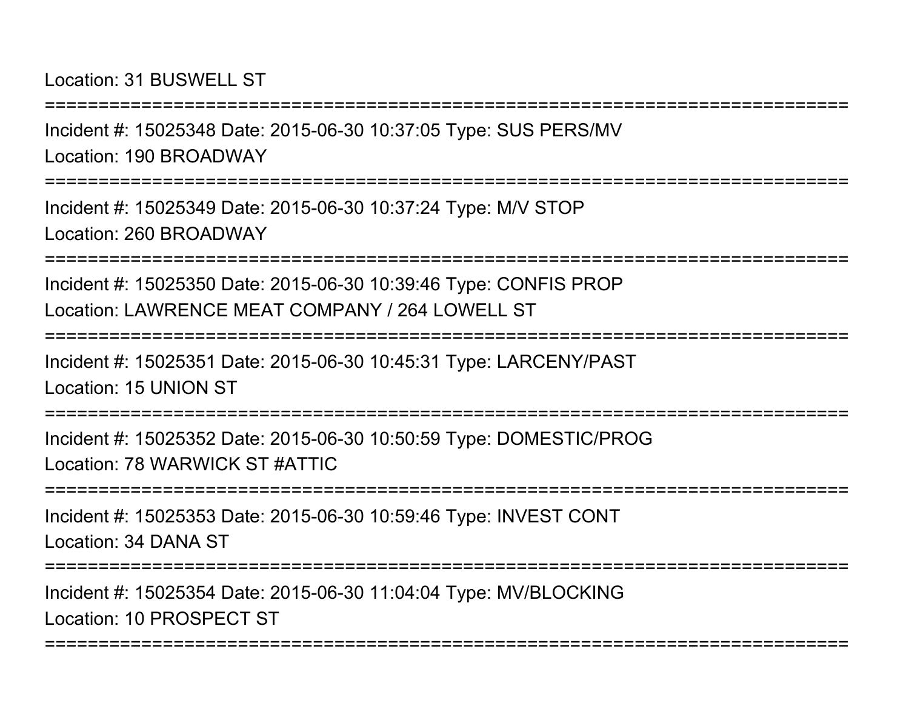Location: 31 BUSWELL ST

===========================================================================

Incident #: 15025348 Date: 2015-06-30 10:37:05 Type: SUS PERS/MV

Location: 190 BROADWAY

===========================================================================

Incident #: 15025349 Date: 2015-06-30 10:37:24 Type: M/V STOP

Location: 260 BROADWAY

===========================================================================

Incident #: 15025350 Date: 2015-06-30 10:39:46 Type: CONFIS PROP

Location: LAWRENCE MEAT COMPANY / 264 LOWELL ST

===========================================================================

Incident #: 15025351 Date: 2015-06-30 10:45:31 Type: LARCENY/PAST

Location: 15 UNION ST

===========================================================================

Incident #: 15025352 Date: 2015-06-30 10:50:59 Type: DOMESTIC/PROG

Location: 78 WARWICK ST #ATTIC

===========================================================================

Incident #: 15025353 Date: 2015-06-30 10:59:46 Type: INVEST CONT

Location: 34 DANA ST

===========================================================================

Incident #: 15025354 Date: 2015-06-30 11:04:04 Type: MV/BLOCKING

Location: 10 PROSPECT ST

===========================================================================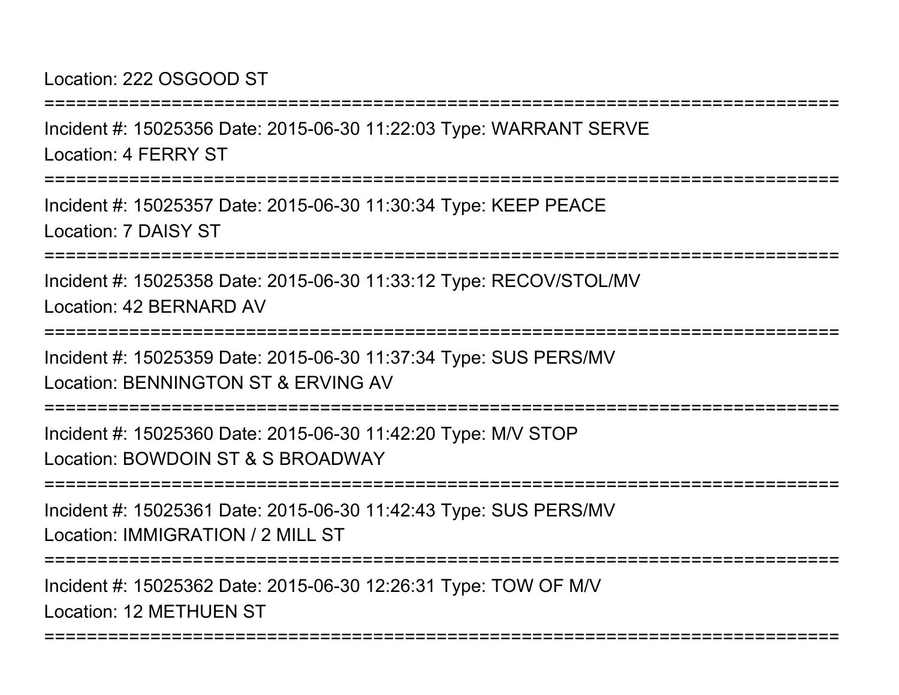Location: 222 OSGOOD ST

===========================================================================

Incident #: 15025356 Date: 2015-06-30 11:22:03 Type: WARRANT SERVE

Location: 4 FERRY ST

===========================================================================

Incident #: 15025357 Date: 2015-06-30 11:30:34 Type: KEEP PEACE

Location: 7 DAISY ST

===========================================================================

Incident #: 15025358 Date: 2015-06-30 11:33:12 Type: RECOV/STOL/MV

Location: 42 BERNARD AV

===========================================================================

Incident #: 15025359 Date: 2015-06-30 11:37:34 Type: SUS PERS/MV

Location: BENNINGTON ST & ERVING AV

===========================================================================

Incident #: 15025360 Date: 2015-06-30 11:42:20 Type: M/V STOP

Location: BOWDOIN ST & S BROADWAY

===========================================================================

Incident #: 15025361 Date: 2015-06-30 11:42:43 Type: SUS PERS/MV

Location: IMMIGRATION / 2 MILL ST

===========================================================================

Incident #: 15025362 Date: 2015-06-30 12:26:31 Type: TOW OF M/V

Location: 12 METHUEN ST

===========================================================================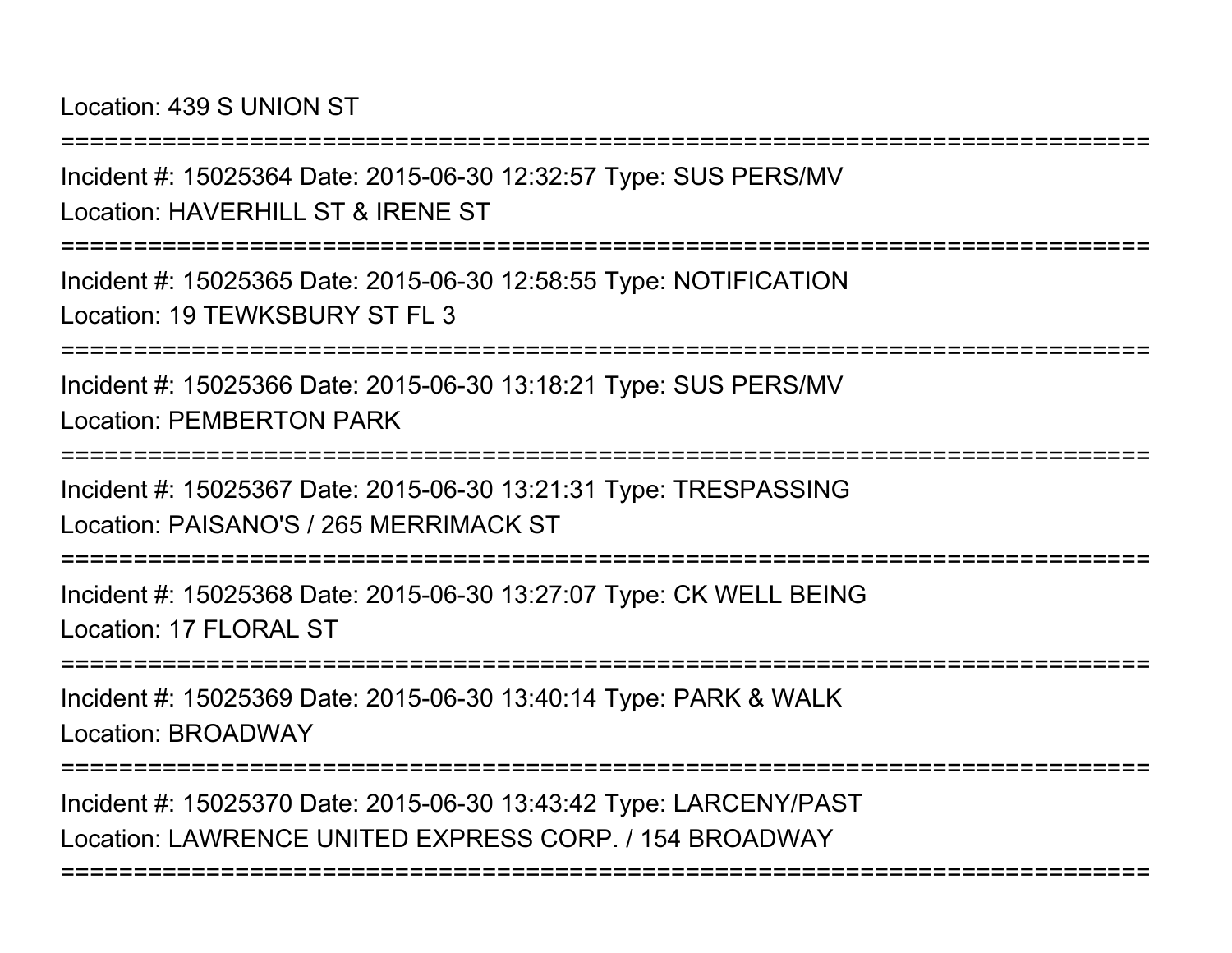Location: 439 S UNION ST

===========================================================================

Incident #: 15025364 Date: 2015-06-30 12:32:57 Type: SUS PERS/MV

Location: HAVERHILL ST & IRENE ST

===========================================================================

Incident #: 15025365 Date: 2015-06-30 12:58:55 Type: NOTIFICATION

Location: 19 TEWKSBURY ST FL 3

===========================================================================

Incident #: 15025366 Date: 2015-06-30 13:18:21 Type: SUS PERS/MV

Location: PEMBERTON PARK

===========================================================================

Incident #: 15025367 Date: 2015-06-30 13:21:31 Type: TRESPASSING

Location: PAISANO'S / 265 MERRIMACK ST

===========================================================================

Incident #: 15025368 Date: 2015-06-30 13:27:07 Type: CK WELL BEING

Location: 17 FLORAL ST

===========================================================================

Incident #: 15025369 Date: 2015-06-30 13:40:14 Type: PARK & WALK

Location: BROADWAY

===========================================================================

Incident #: 15025370 Date: 2015-06-30 13:43:42 Type: LARCENY/PAST

Location: LAWRENCE UNITED EXPRESS CORP. / 154 BROADWAY

===========================================================================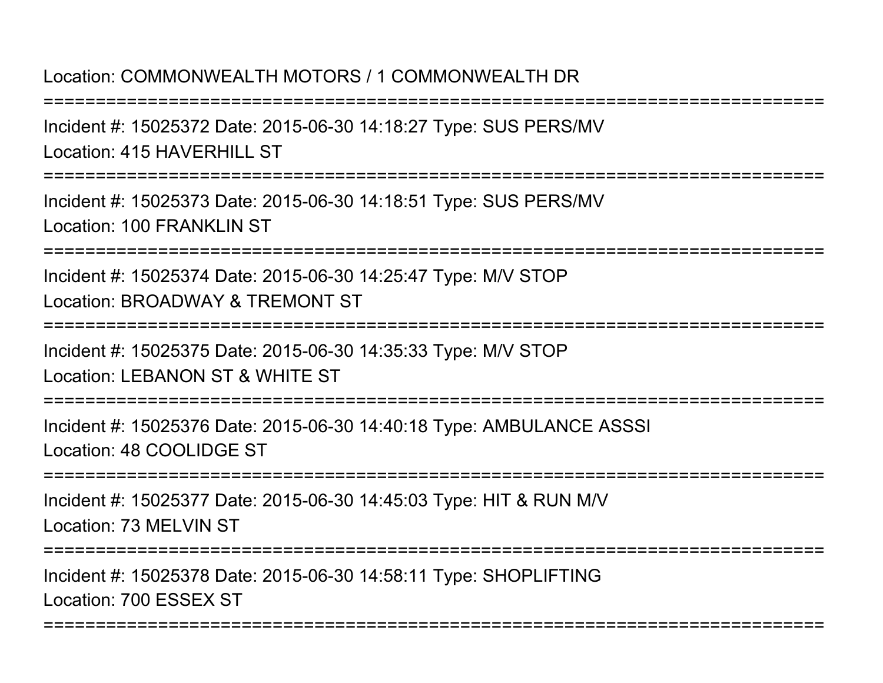Location: COMMONWEALTH MOTORS / 1 COMMONWEALTH DR

===========================================================================

Incident #: 15025372 Date: 2015-06-30 14:18:27 Type: SUS PERS/MV

Location: 415 HAVERHILL ST

===========================================================================

Incident #: 15025373 Date: 2015-06-30 14:18:51 Type: SUS PERS/MV

Location: 100 FRANKLIN ST

===========================================================================

Incident #: 15025374 Date: 2015-06-30 14:25:47 Type: M/V STOP

Location: BROADWAY & TREMONT ST

===========================================================================

Incident #: 15025375 Date: 2015-06-30 14:35:33 Type: M/V STOP

Location: LEBANON ST & WHITE ST

===========================================================================

Incident #: 15025376 Date: 2015-06-30 14:40:18 Type: AMBULANCE ASSSI

Location: 48 COOLIDGE ST

===========================================================================

Incident #: 15025377 Date: 2015-06-30 14:45:03 Type: HIT & RUN M/V

Location: 73 MELVIN ST

===========================================================================

Incident #: 15025378 Date: 2015-06-30 14:58:11 Type: SHOPLIFTING

Location: 700 ESSEX ST

===========================================================================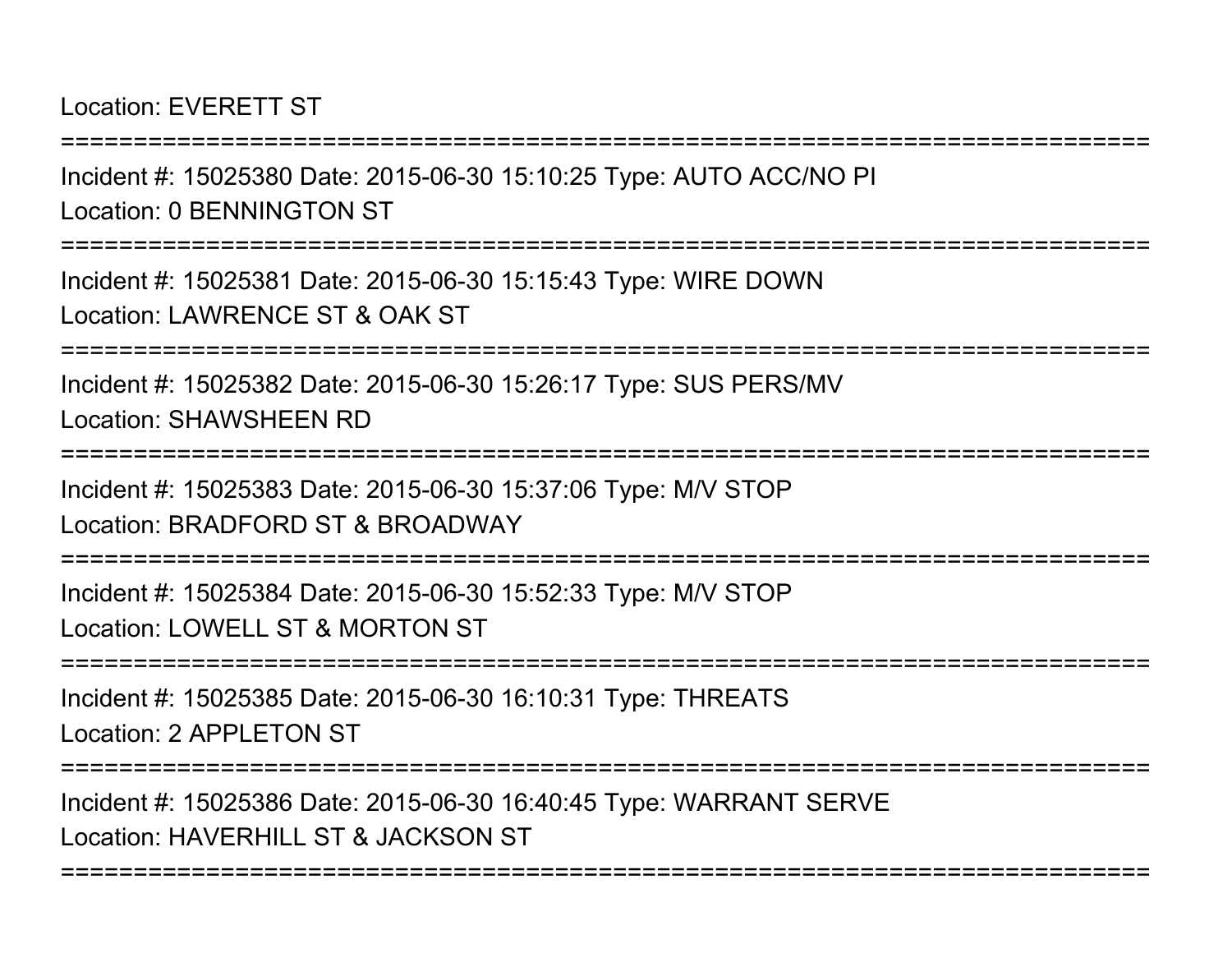Location: EVERETT ST

==============================================================================

Incident #: 15025380 Date: 2015-06-30 15:10:25 Type: AUTO ACC/NO PI

Location: 0 BENNINGTON ST

==============================================================================

Incident #: 15025381 Date: 2015-06-30 15:15:43 Type: WIRE DOWN

Location: LAWRENCE ST & OAK ST

==============================================================================

Incident #: 15025382 Date: 2015-06-30 15:26:17 Type: SUS PERS/MV

Location: SHAWSHEEN RD

==============================================================================

Incident #: 15025383 Date: 2015-06-30 15:37:06 Type: M/V STOP

Location: BRADFORD ST & BROADWAY

==============================================================================

Incident #: 15025384 Date: 2015-06-30 15:52:33 Type: M/V STOP

Location: LOWELL ST & MORTON ST

==============================================================================

Incident #: 15025385 Date: 2015-06-30 16:10:31 Type: THREATS

Location: 2 APPLETON ST

==============================================================================

Incident #: 15025386 Date: 2015-06-30 16:40:45 Type: WARRANT SERVE

Location: HAVERHILL ST & JACKSON ST

==============================================================================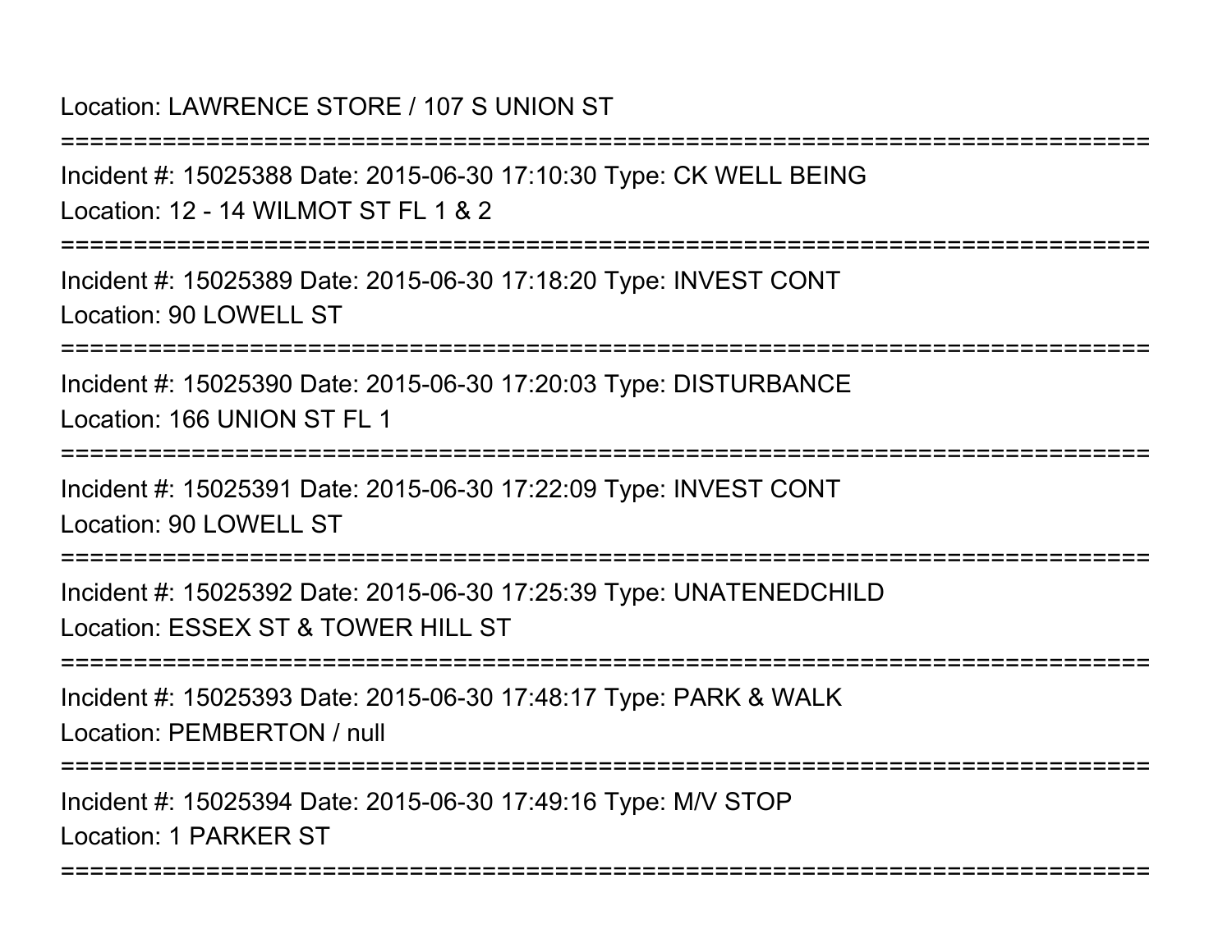Location: LAWRENCE STORE / 107 S UNION ST

===========================================================================

Incident #: 15025388 Date: 2015-06-30 17:10:30 Type: CK WELL BEING

Location: 12 - 14 WILMOT ST FL 1 & 2

===========================================================================

Incident #: 15025389 Date: 2015-06-30 17:18:20 Type: INVEST CONT

Location: 90 LOWELL ST

===========================================================================

Incident #: 15025390 Date: 2015-06-30 17:20:03 Type: DISTURBANCE

Location: 166 UNION ST FL 1

===========================================================================

Incident #: 15025391 Date: 2015-06-30 17:22:09 Type: INVEST CONT

Location: 90 LOWELL ST

===========================================================================

Incident #: 15025392 Date: 2015-06-30 17:25:39 Type: UNATENEDCHILD

Location: ESSEX ST & TOWER HILL ST

===========================================================================

Incident #: 15025393 Date: 2015-06-30 17:48:17 Type: PARK & WALK

Location: PEMBERTON / null

===========================================================================

Incident #: 15025394 Date: 2015-06-30 17:49:16 Type: M/V STOP

Location: 1 PARKER ST

===========================================================================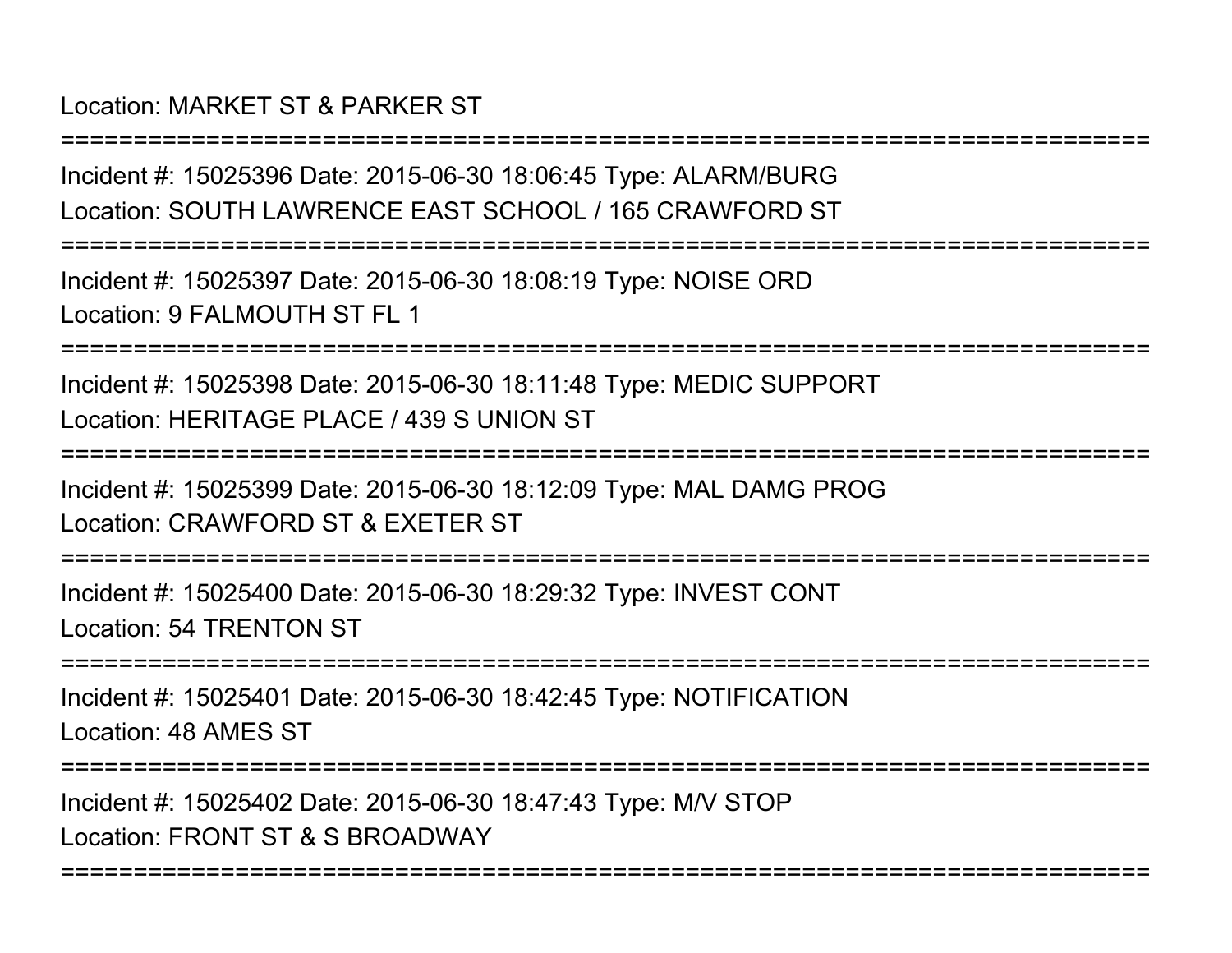Location: MARKET ST & PARKER ST

===========================================================================

Incident #: 15025396 Date: 2015-06-30 18:06:45 Type: ALARM/BURG

Location: SOUTH LAWRENCE EAST SCHOOL / 165 CRAWFORD ST

===========================================================================

Incident #: 15025397 Date: 2015-06-30 18:08:19 Type: NOISE ORD

Location: 9 FALMOUTH ST FL 1

===========================================================================

Incident #: 15025398 Date: 2015-06-30 18:11:48 Type: MEDIC SUPPORT

Location: HERITAGE PLACE / 439 S UNION ST

===========================================================================

Incident #: 15025399 Date: 2015-06-30 18:12:09 Type: MAL DAMG PROG

Location: CRAWFORD ST & EXETER ST

===========================================================================

Incident #: 15025400 Date: 2015-06-30 18:29:32 Type: INVEST CONT

Location: 54 TRENTON ST

===========================================================================

Incident #: 15025401 Date: 2015-06-30 18:42:45 Type: NOTIFICATION

Location: 48 AMES ST

===========================================================================

Incident #: 15025402 Date: 2015-06-30 18:47:43 Type: M/V STOP

Location: FRONT ST & S BROADWAY

===========================================================================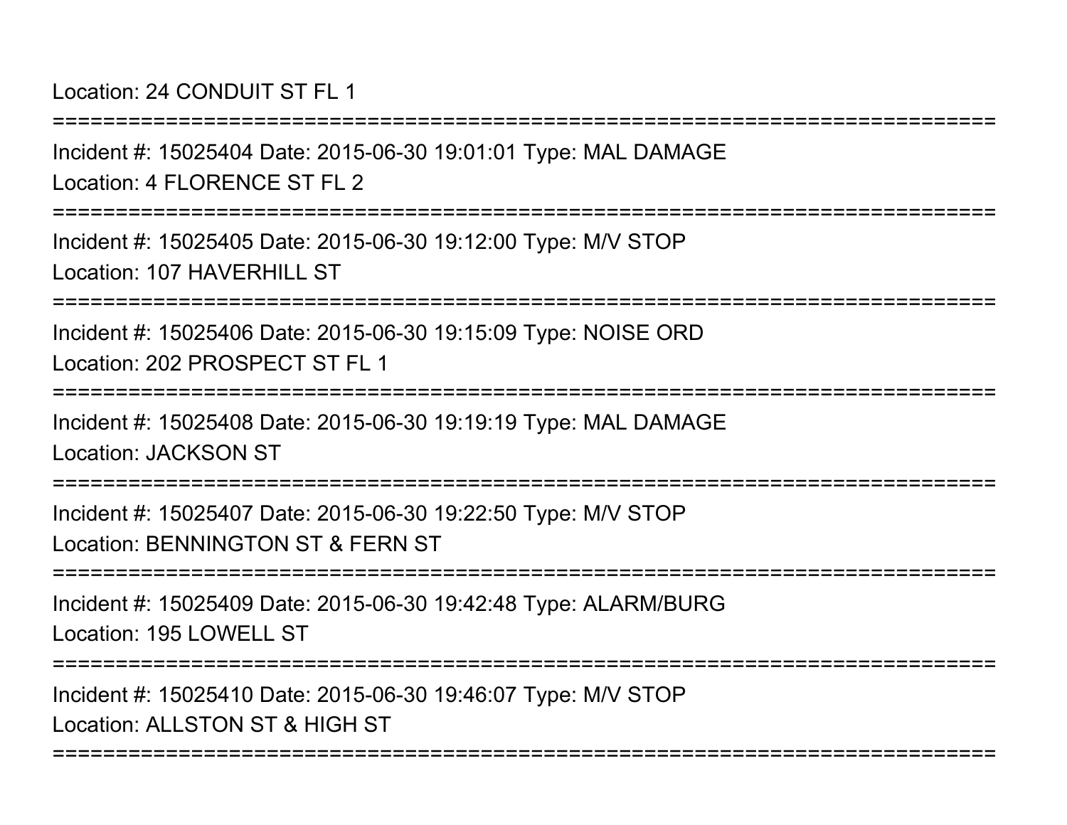Location: 24 CONDUIT ST FL 1

===========================================================================

Incident #: 15025404 Date: 2015-06-30 19:01:01 Type: MAL DAMAGE

Location: 4 FLORENCE ST FL 2

===========================================================================

Incident #: 15025405 Date: 2015-06-30 19:12:00 Type: M/V STOP

Location: 107 HAVERHILL ST

===========================================================================

Incident #: 15025406 Date: 2015-06-30 19:15:09 Type: NOISE ORD

Location: 202 PROSPECT ST FL 1

===========================================================================

Incident #: 15025408 Date: 2015-06-30 19:19:19 Type: MAL DAMAGE

Location: JACKSON ST

===========================================================================

Incident #: 15025407 Date: 2015-06-30 19:22:50 Type: M/V STOP

Location: BENNINGTON ST & FERN ST

===========================================================================

Incident #: 15025409 Date: 2015-06-30 19:42:48 Type: ALARM/BURG

Location: 195 LOWELL ST

===========================================================================

Incident #: 15025410 Date: 2015-06-30 19:46:07 Type: M/V STOP

Location: ALLSTON ST & HIGH ST

===========================================================================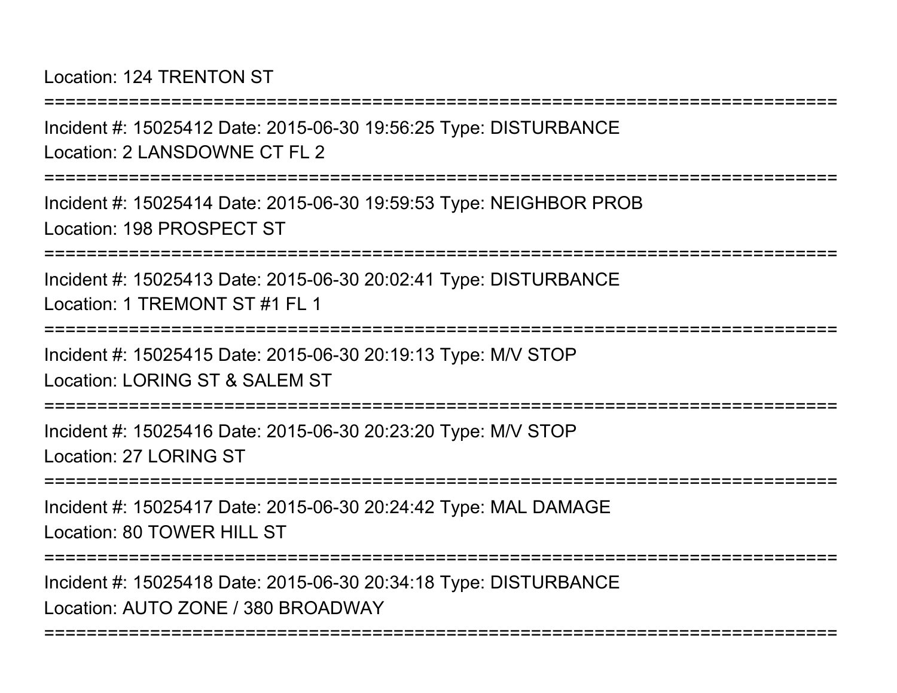Location: 124 TRENTON ST

===========================================================================

Incident #: 15025412 Date: 2015-06-30 19:56:25 Type: DISTURBANCE

Location: 2 LANSDOWNE CT FL 2

===========================================================================

Incident #: 15025414 Date: 2015-06-30 19:59:53 Type: NEIGHBOR PROB

Location: 198 PROSPECT ST

===========================================================================

Incident #: 15025413 Date: 2015-06-30 20:02:41 Type: DISTURBANCE

Location: 1 TREMONT ST #1 FL 1

===========================================================================

Incident #: 15025415 Date: 2015-06-30 20:19:13 Type: M/V STOP

Location: LORING ST & SALEM ST

===========================================================================

Incident #: 15025416 Date: 2015-06-30 20:23:20 Type: M/V STOP

Location: 27 LORING ST

===========================================================================

Incident #: 15025417 Date: 2015-06-30 20:24:42 Type: MAL DAMAGE

Location: 80 TOWER HILL ST

===========================================================================

Incident #: 15025418 Date: 2015-06-30 20:34:18 Type: DISTURBANCE

Location: AUTO ZONE / 380 BROADWAY

===========================================================================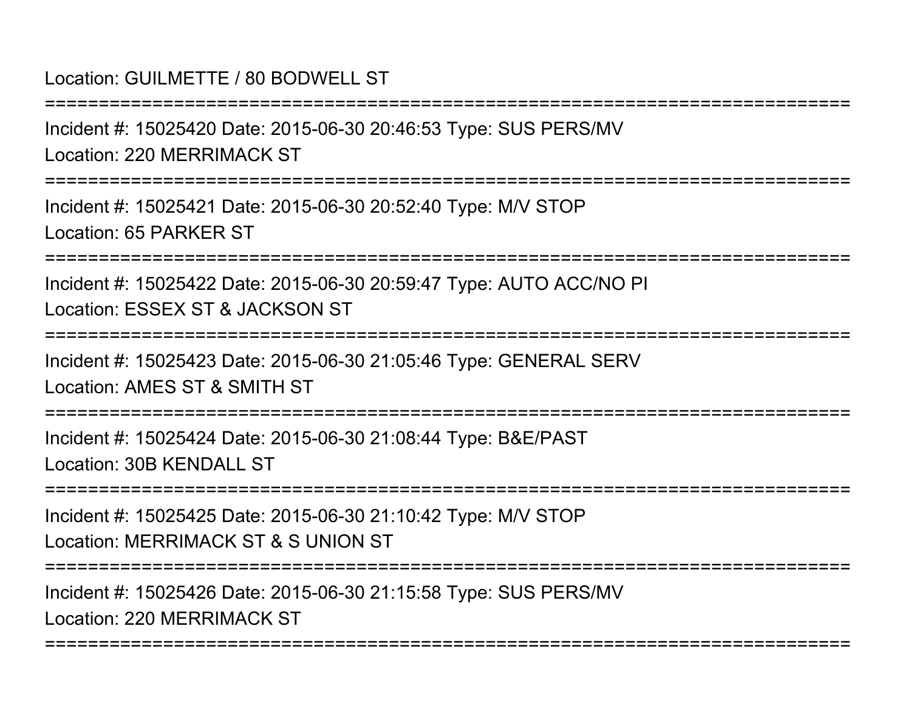Location: GUILMETTE / 80 BODWELL ST

===========================================================================

Incident #: 15025420 Date: 2015-06-30 20:46:53 Type: SUS PERS/MV

Location: 220 MERRIMACK ST

===========================================================================

Incident #: 15025421 Date: 2015-06-30 20:52:40 Type: M/V STOP

Location: 65 PARKER ST

===========================================================================

Incident #: 15025422 Date: 2015-06-30 20:59:47 Type: AUTO ACC/NO PI

Location: ESSEX ST & JACKSON ST

===========================================================================

Incident #: 15025423 Date: 2015-06-30 21:05:46 Type: GENERAL SERV

Location: AMES ST & SMITH ST

===========================================================================

Incident #: 15025424 Date: 2015-06-30 21:08:44 Type: B&E/PAST

Location: 30B KENDALL ST

===========================================================================

Incident #: 15025425 Date: 2015-06-30 21:10:42 Type: M/V STOP

Location: MERRIMACK ST & S UNION ST

===========================================================================

Incident #: 15025426 Date: 2015-06-30 21:15:58 Type: SUS PERS/MV

Location: 220 MERRIMACK ST

===========================================================================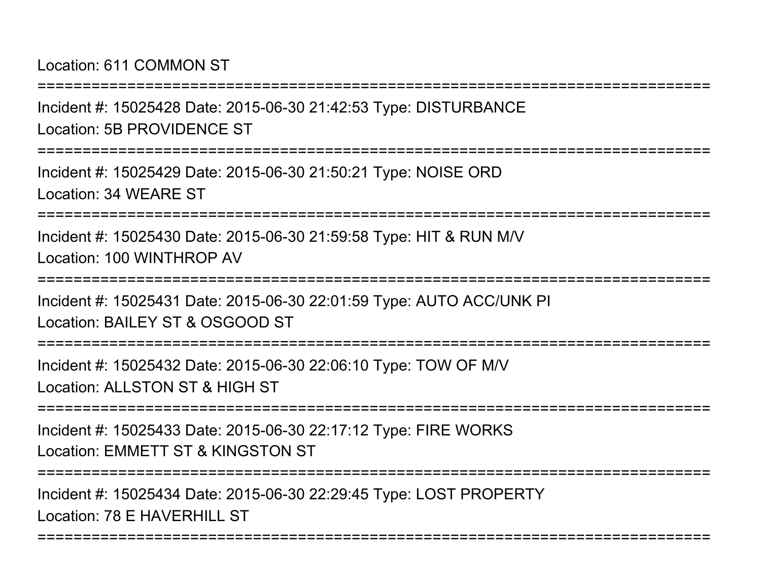Location: 611 COMMON ST

===========================================================================

Incident #: 15025428 Date: 2015-06-30 21:42:53 Type: DISTURBANCE

Location: 5B PROVIDENCE ST

===========================================================================

Incident #: 15025429 Date: 2015-06-30 21:50:21 Type: NOISE ORD

Location: 34 WEARE ST

===========================================================================

Incident #: 15025430 Date: 2015-06-30 21:59:58 Type: HIT & RUN M/V

Location: 100 WINTHROP AV

===========================================================================

Incident #: 15025431 Date: 2015-06-30 22:01:59 Type: AUTO ACC/UNK PI

Location: BAILEY ST & OSGOOD ST

===========================================================================

Incident #: 15025432 Date: 2015-06-30 22:06:10 Type: TOW OF M/V

Location: ALLSTON ST & HIGH ST

===========================================================================

Incident #: 15025433 Date: 2015-06-30 22:17:12 Type: FIRE WORKS

Location: EMMETT ST & KINGSTON ST

===========================================================================

Incident #: 15025434 Date: 2015-06-30 22:29:45 Type: LOST PROPERTY

Location: 78 E HAVERHILL ST

===========================================================================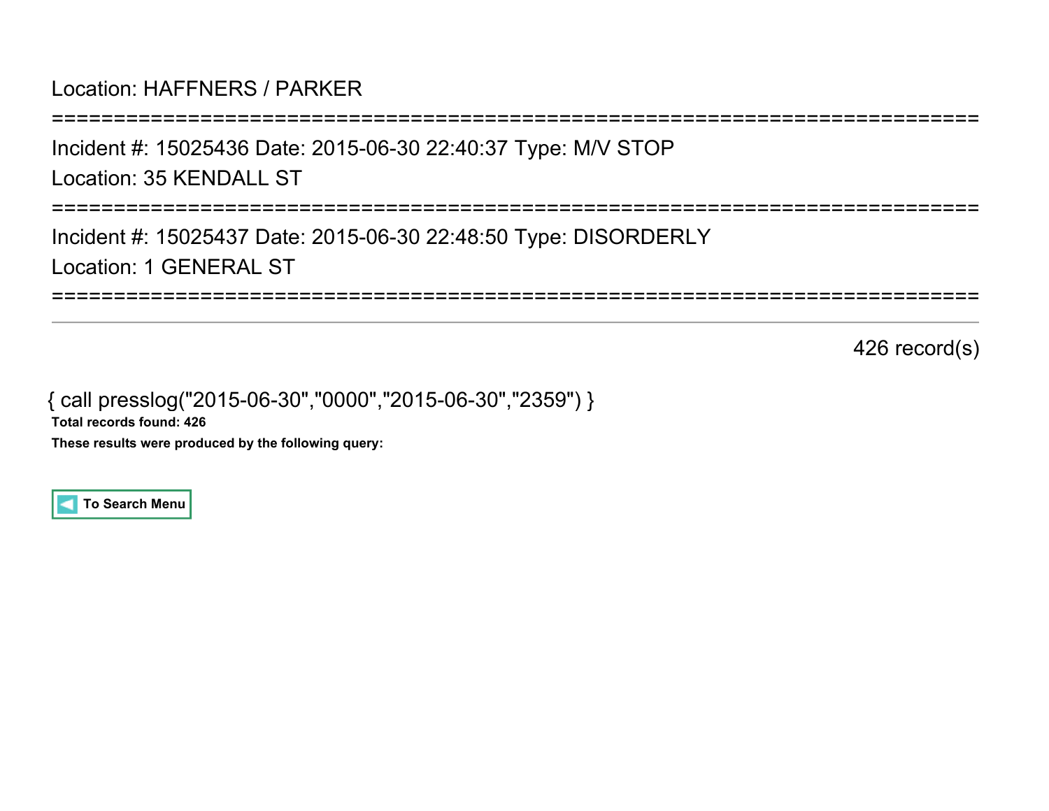Location: HAFFNERS / PARKER

===========================================================================

Incident #: 15025436 Date: 2015-06-30 22:40:37 Type: M/V STOP

Location: 35 KENDALL ST

===========================================================================

Incident #: 15025437 Date: 2015-06-30 22:48:50 Type: DISORDERLY

Location: 1 GENERAL ST

===========================================================================

---

426 record(s)

{ call presslog("2015-06-30","0000","2015-06-30","2359") }

**Total records found: 426**

**These results were produced by the following query:**

**To Search Menu**